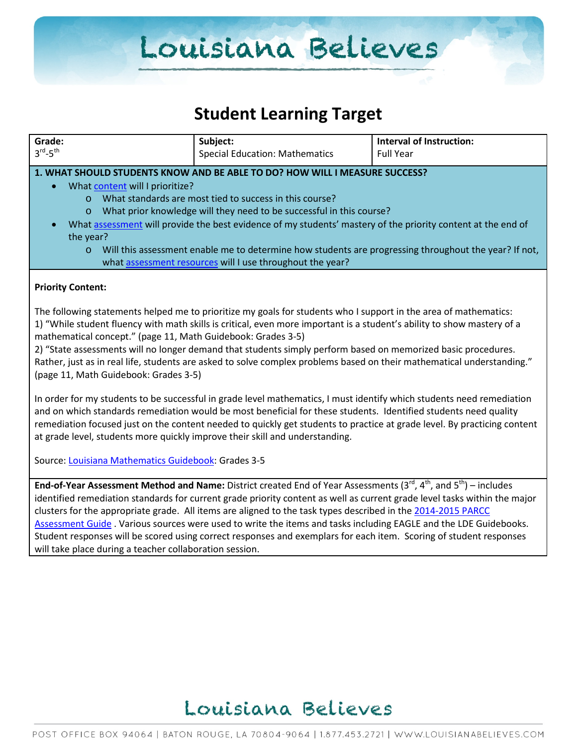# Student Learning Target

| **Grade:** 3rd-5th | **Subject:** Special Education: Mathematics | **Interval of Instruction:** Full Year |
|---|---|---|

**1. WHAT SHOULD STUDENTS KNOW AND BE ABLE TO DO? HOW WILL I MEASURE SUCCESS?**

- What content will I prioritize?
  - What standards are most tied to success in this course?
  - What prior knowledge will they need to be successful in this course?
- What assessment will provide the best evidence of my students' mastery of the priority content at the end of the year?
  - Will this assessment enable me to determine how students are progressing throughout the year? If not, what assessment resources will I use throughout the year?

**Priority Content:**

The following statements helped me to prioritize my goals for students who I support in the area of mathematics:
1) "While student fluency with math skills is critical, even more important is a student's ability to show mastery of a mathematical concept." (page 11, Math Guidebook: Grades 3-5)
2) "State assessments will no longer demand that students simply perform based on memorized basic procedures. Rather, just as in real life, students are asked to solve complex problems based on their mathematical understanding." (page 11, Math Guidebook: Grades 3-5)

In order for my students to be successful in grade level mathematics, I must identify which students need remediation and on which standards remediation would be most beneficial for these students. Identified students need quality remediation focused just on the content needed to quickly get students to practice at grade level. By practicing content at grade level, students more quickly improve their skill and understanding.

Source: Louisiana Mathematics Guidebook: Grades 3-5

**End-of-Year Assessment Method and Name:** District created End of Year Assessments (3rd, 4th, and 5th) – includes identified remediation standards for current grade priority content as well as current grade level tasks within the major clusters for the appropriate grade. All items are aligned to the task types described in the 2014-2015 PARCC Assessment Guide . Various sources were used to write the items and tasks including EAGLE and the LDE Guidebooks. Student responses will be scored using correct responses and exemplars for each item. Scoring of student responses will take place during a teacher collaboration session.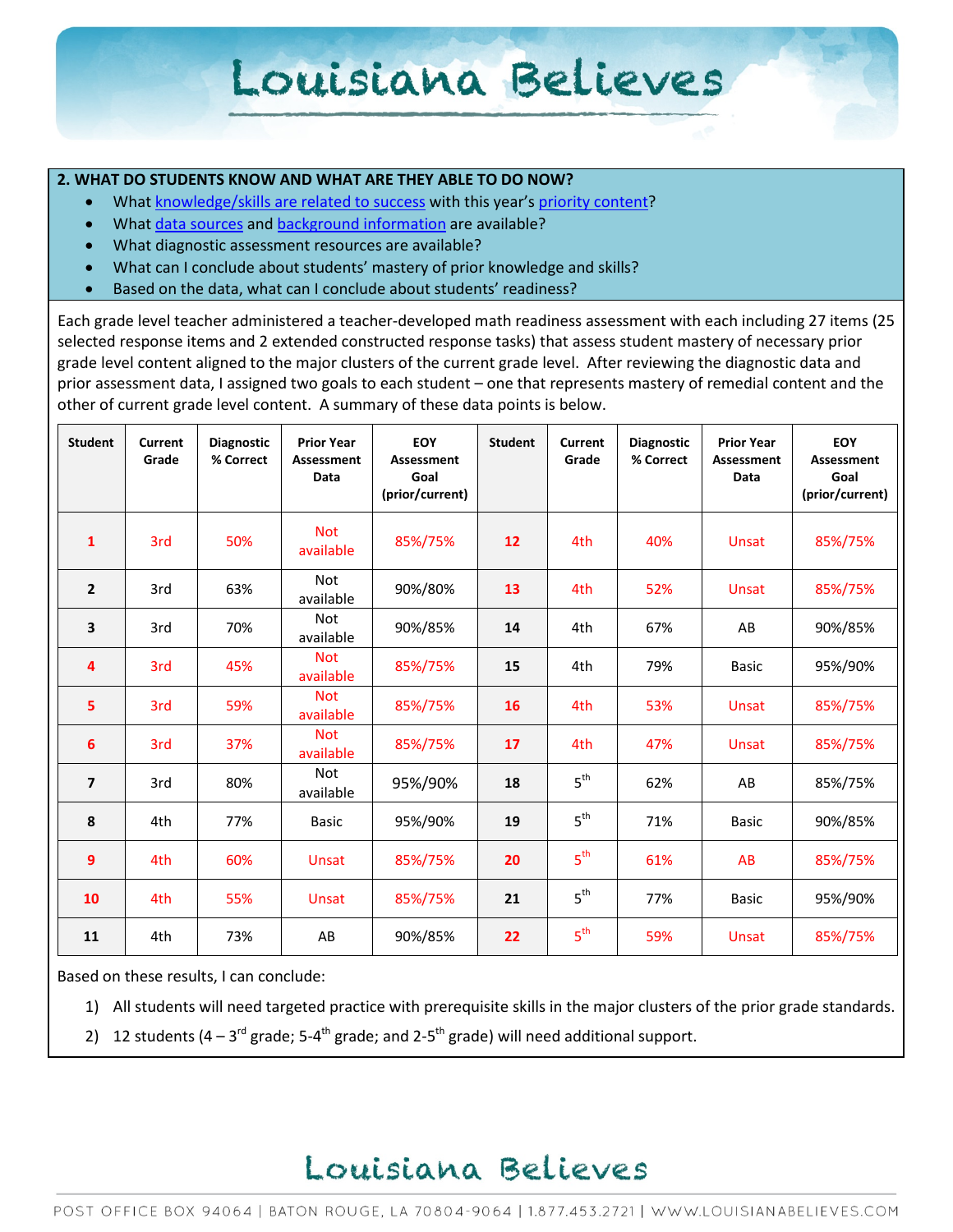**2. WHAT DO STUDENTS KNOW AND WHAT ARE THEY ABLE TO DO NOW?**

- What knowledge/skills are related to success with this year's priority content?
- What data sources and background information are available?
- What diagnostic assessment resources are available?
- What can I conclude about students' mastery of prior knowledge and skills?
- Based on the data, what can I conclude about students' readiness?

Each grade level teacher administered a teacher-developed math readiness assessment with each including 27 items (25 selected response items and 2 extended constructed response tasks) that assess student mastery of necessary prior grade level content aligned to the major clusters of the current grade level. After reviewing the diagnostic data and prior assessment data, I assigned two goals to each student – one that represents mastery of remedial content and the other of current grade level content. A summary of these data points is below.

| Student | Current Grade | Diagnostic % Correct | Prior Year Assessment Data | EOY Assessment Goal (prior/current) | Student | Current Grade | Diagnostic % Correct | Prior Year Assessment Data | EOY Assessment Goal (prior/current) |
|---|---|---|---|---|---|---|---|---|---|
| 1 | 3rd | 50% | Not available | 85%/75% | 12 | 4th | 40% | Unsat | 85%/75% |
| 2 | 3rd | 63% | Not available | 90%/80% | 13 | 4th | 52% | Unsat | 85%/75% |
| 3 | 3rd | 70% | Not available | 90%/85% | 14 | 4th | 67% | AB | 90%/85% |
| 4 | 3rd | 45% | Not available | 85%/75% | 15 | 4th | 79% | Basic | 95%/90% |
| 5 | 3rd | 59% | Not available | 85%/75% | 16 | 4th | 53% | Unsat | 85%/75% |
| 6 | 3rd | 37% | Not available | 85%/75% | 17 | 4th | 47% | Unsat | 85%/75% |
| 7 | 3rd | 80% | Not available | 95%/90% | 18 | 5th | 62% | AB | 85%/75% |
| 8 | 4th | 77% | Basic | 95%/90% | 19 | 5th | 71% | Basic | 90%/85% |
| 9 | 4th | 60% | Unsat | 85%/75% | 20 | 5th | 61% | AB | 85%/75% |
| 10 | 4th | 55% | Unsat | 85%/75% | 21 | 5th | 77% | Basic | 95%/90% |
| 11 | 4th | 73% | AB | 90%/85% | 22 | 5th | 59% | Unsat | 85%/75% |

Based on these results, I can conclude:

1) All students will need targeted practice with prerequisite skills in the major clusters of the prior grade standards.
2) 12 students (4 – 3rd grade; 5-4th grade; and 2-5th grade) will need additional support.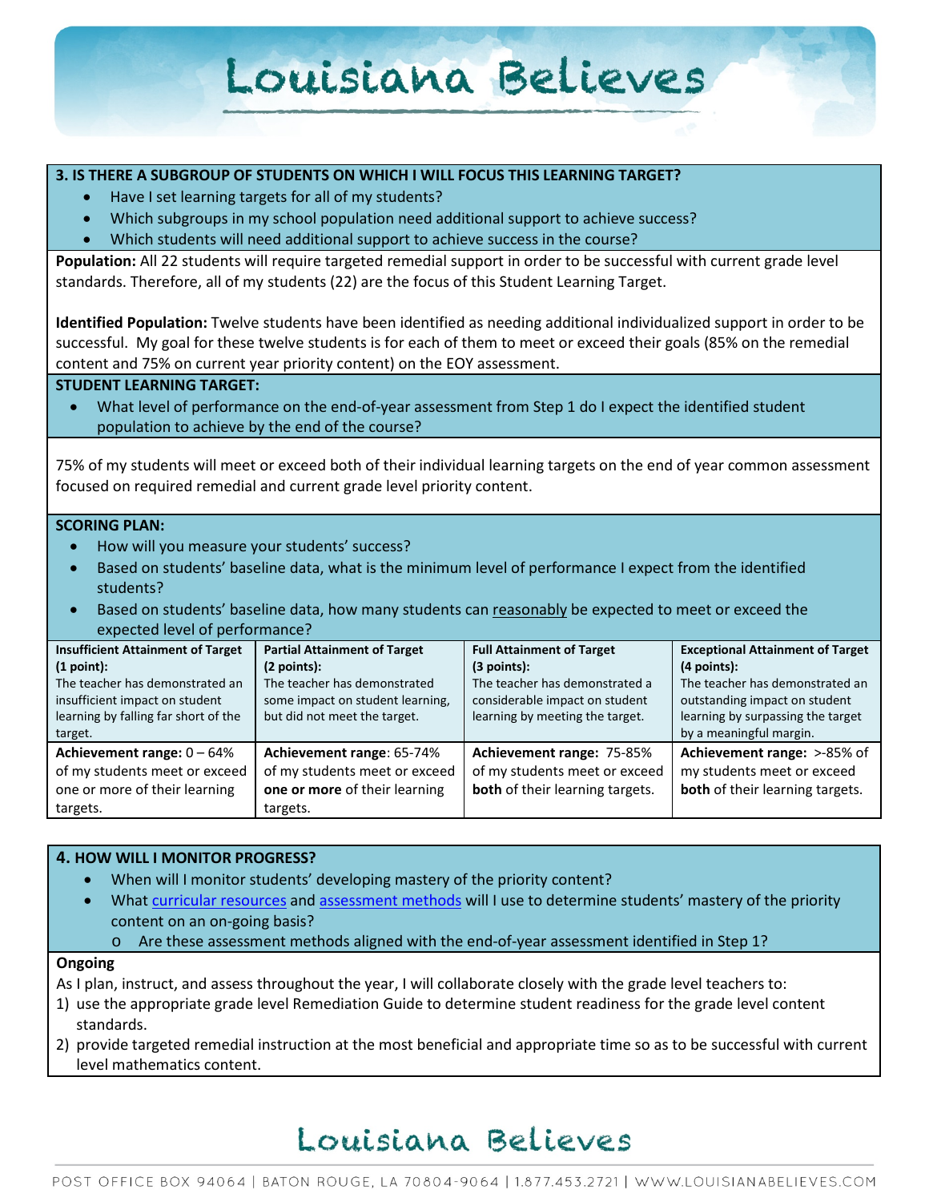**3. IS THERE A SUBGROUP OF STUDENTS ON WHICH I WILL FOCUS THIS LEARNING TARGET?**

- Have I set learning targets for all of my students?
- Which subgroups in my school population need additional support to achieve success?
- Which students will need additional support to achieve success in the course?

**Population:** All 22 students will require targeted remedial support in order to be successful with current grade level standards. Therefore, all of my students (22) are the focus of this Student Learning Target.

**Identified Population:** Twelve students have been identified as needing additional individualized support in order to be successful. My goal for these twelve students is for each of them to meet or exceed their goals (85% on the remedial content and 75% on current year priority content) on the EOY assessment.

**STUDENT LEARNING TARGET:**

- What level of performance on the end-of-year assessment from Step 1 do I expect the identified student population to achieve by the end of the course?

75% of my students will meet or exceed both of their individual learning targets on the end of year common assessment focused on required remedial and current grade level priority content.

**SCORING PLAN:**

- How will you measure your students' success?
- Based on students' baseline data, what is the minimum level of performance I expect from the identified students?
- Based on students' baseline data, how many students can reasonably be expected to meet or exceed the expected level of performance?

| **Insufficient Attainment of Target (1 point):** The teacher has demonstrated an insufficient impact on student learning by falling far short of the target. | **Partial Attainment of Target (2 points):** The teacher has demonstrated some impact on student learning, but did not meet the target. | **Full Attainment of Target (3 points):** The teacher has demonstrated a considerable impact on student learning by meeting the target. | **Exceptional Attainment of Target (4 points):** The teacher has demonstrated an outstanding impact on student learning by surpassing the target by a meaningful margin. |
|---|---|---|---|
| **Achievement range:** 0 – 64% of my students meet or exceed one or more of their learning targets. | **Achievement range**: 65-74% of my students meet or exceed **one or more** of their learning targets. | **Achievement range:** 75-85% of my students meet or exceed **both** of their learning targets. | **Achievement range:** >-85% of my students meet or exceed **both** of their learning targets. |

**4. HOW WILL I MONITOR PROGRESS?**

- When will I monitor students' developing mastery of the priority content?
- What curricular resources and assessment methods will I use to determine students' mastery of the priority content on an on-going basis?
  - Are these assessment methods aligned with the end-of-year assessment identified in Step 1?

**Ongoing**

As I plan, instruct, and assess throughout the year, I will collaborate closely with the grade level teachers to:

1) use the appropriate grade level Remediation Guide to determine student readiness for the grade level content standards.
2) provide targeted remedial instruction at the most beneficial and appropriate time so as to be successful with current level mathematics content.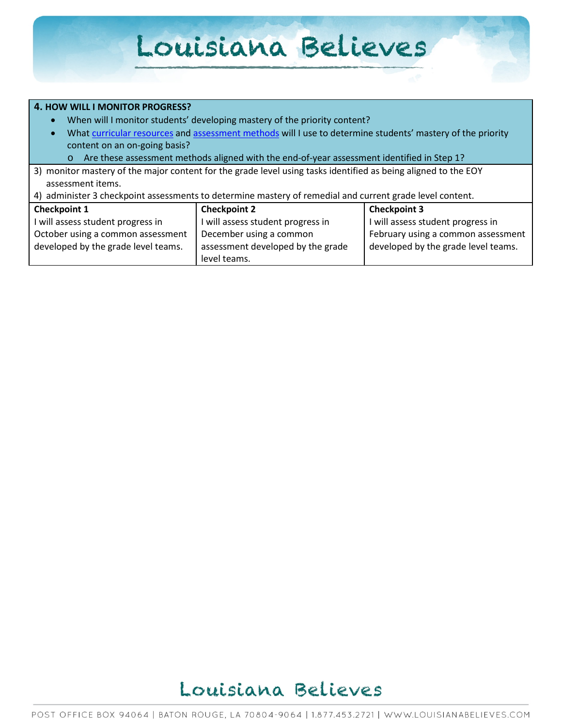**4. HOW WILL I MONITOR PROGRESS?**

- When will I monitor students' developing mastery of the priority content?
- What curricular resources and assessment methods will I use to determine students' mastery of the priority content on an on-going basis?
  - Are these assessment methods aligned with the end-of-year assessment identified in Step 1?

3) monitor mastery of the major content for the grade level using tasks identified as being aligned to the EOY assessment items.
4) administer 3 checkpoint assessments to determine mastery of remedial and current grade level content.

| Checkpoint 1 | Checkpoint 2 | Checkpoint 3 |
| --- | --- | --- |
| I will assess student progress in October using a common assessment developed by the grade level teams. | I will assess student progress in December using a common assessment developed by the grade level teams. | I will assess student progress in February using a common assessment developed by the grade level teams. |